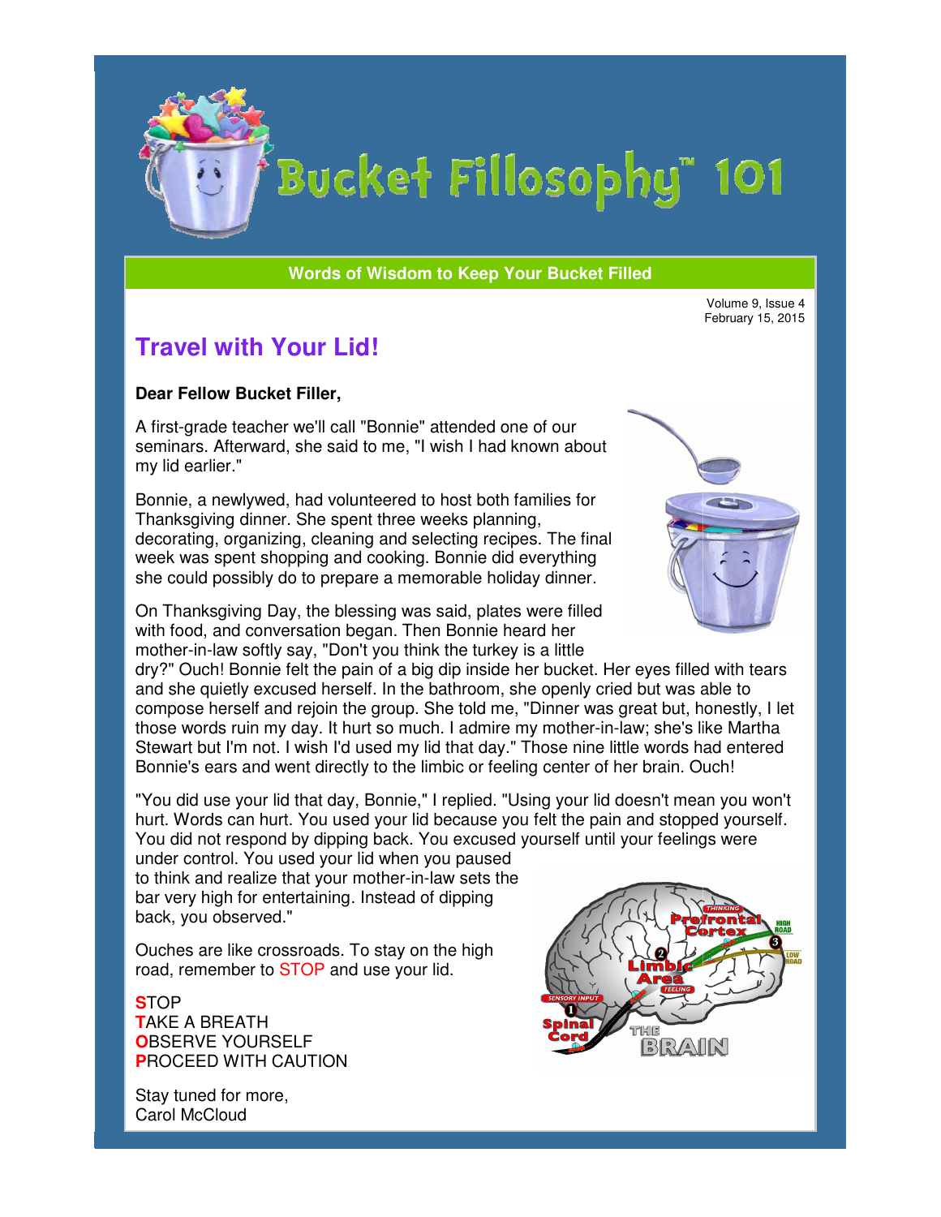# Bucket Fillosophy™ 101

**Words of Wisdom to Keep Your Bucket Filled**

Volume 9, Issue 4
February 15, 2015

## Travel with Your Lid!

**Dear Fellow Bucket Filler,**

A first-grade teacher we'll call "Bonnie" attended one of our seminars. Afterward, she said to me, "I wish I had known about my lid earlier."

Bonnie, a newlywed, had volunteered to host both families for Thanksgiving dinner. She spent three weeks planning, decorating, organizing, cleaning and selecting recipes. The final week was spent shopping and cooking. Bonnie did everything she could possibly do to prepare a memorable holiday dinner.

On Thanksgiving Day, the blessing was said, plates were filled with food, and conversation began. Then Bonnie heard her mother-in-law softly say, "Don't you think the turkey is a little dry?" Ouch! Bonnie felt the pain of a big dip inside her bucket. Her eyes filled with tears and she quietly excused herself. In the bathroom, she openly cried but was able to compose herself and rejoin the group. She told me, "Dinner was great but, honestly, I let those words ruin my day. It hurt so much. I admire my mother-in-law; she's like Martha Stewart but I'm not. I wish I'd used my lid that day." Those nine little words had entered Bonnie's ears and went directly to the limbic or feeling center of her brain. Ouch!

"You did use your lid that day, Bonnie," I replied. "Using your lid doesn't mean you won't hurt. Words can hurt. You used your lid because you felt the pain and stopped yourself. You did not respond by dipping back. You excused yourself until your feelings were under control. You used your lid when you paused to think and realize that your mother-in-law sets the bar very high for entertaining. Instead of dipping back, you observed."

Ouches are like crossroads. To stay on the high road, remember to STOP and use your lid.

**S**TOP
**T**AKE A BREATH
**O**BSERVE YOURSELF
**P**ROCEED WITH CAUTION

Stay tuned for more,
Carol McCloud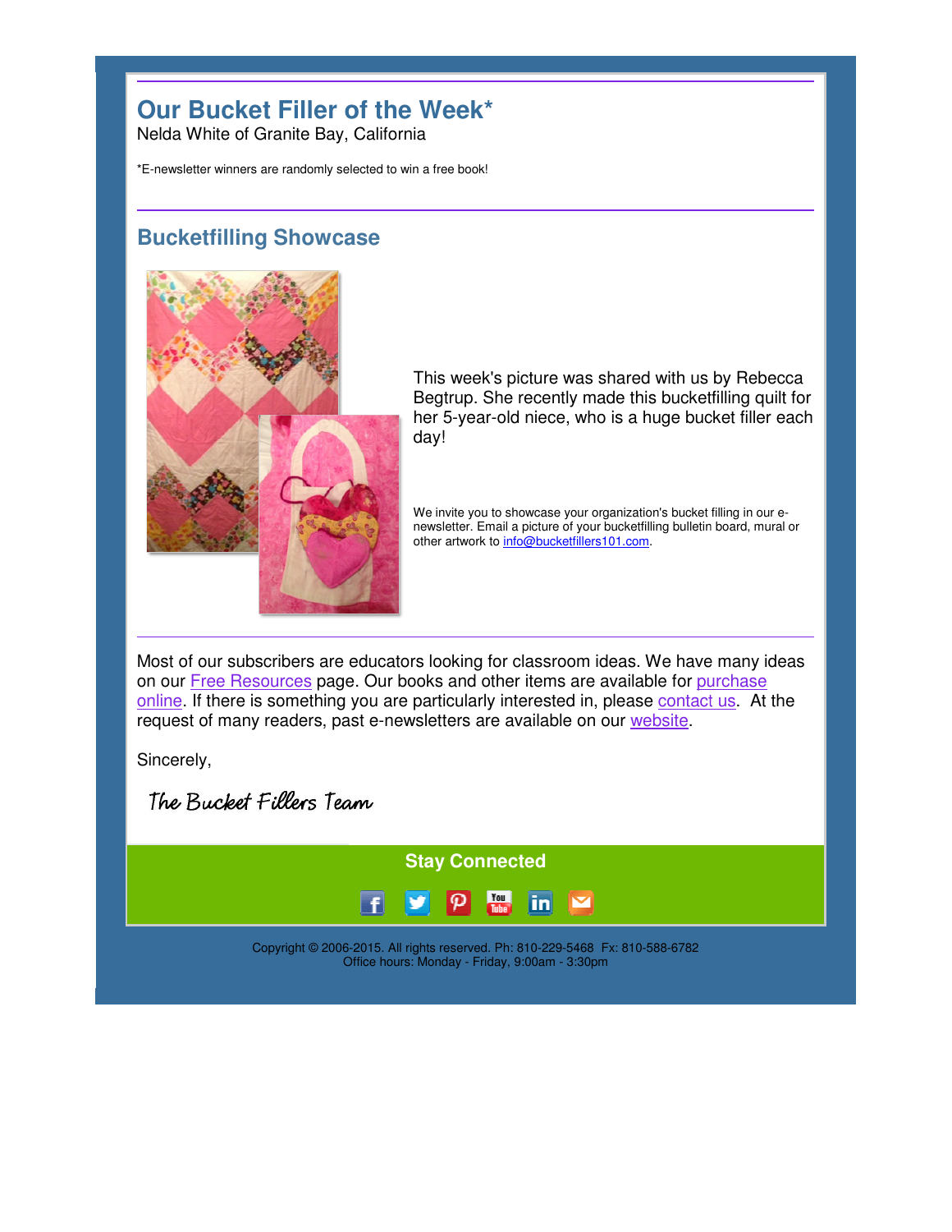## Our Bucket Filler of the Week*

Nelda White of Granite Bay, California

*E-newsletter winners are randomly selected to win a free book!

## Bucketfilling Showcase

This week's picture was shared with us by Rebecca Begtrup. She recently made this bucketfilling quilt for her 5-year-old niece, who is a huge bucket filler each day!

We invite you to showcase your organization's bucket filling in our e-newsletter. Email a picture of your bucketfilling bulletin board, mural or other artwork to info@bucketfillers101.com.

---

Most of our subscribers are educators looking for classroom ideas. We have many ideas on our Free Resources page. Our books and other items are available for purchase online. If there is something you are particularly interested in, please contact us. At the request of many readers, past e-newsletters are available on our website.

Sincerely,

*The Bucket Fillers Team*

**Stay Connected**

Copyright © 2006-2015. All rights reserved. Ph: 810-229-5468 Fx: 810-588-6782
Office hours: Monday - Friday, 9:00am - 3:30pm